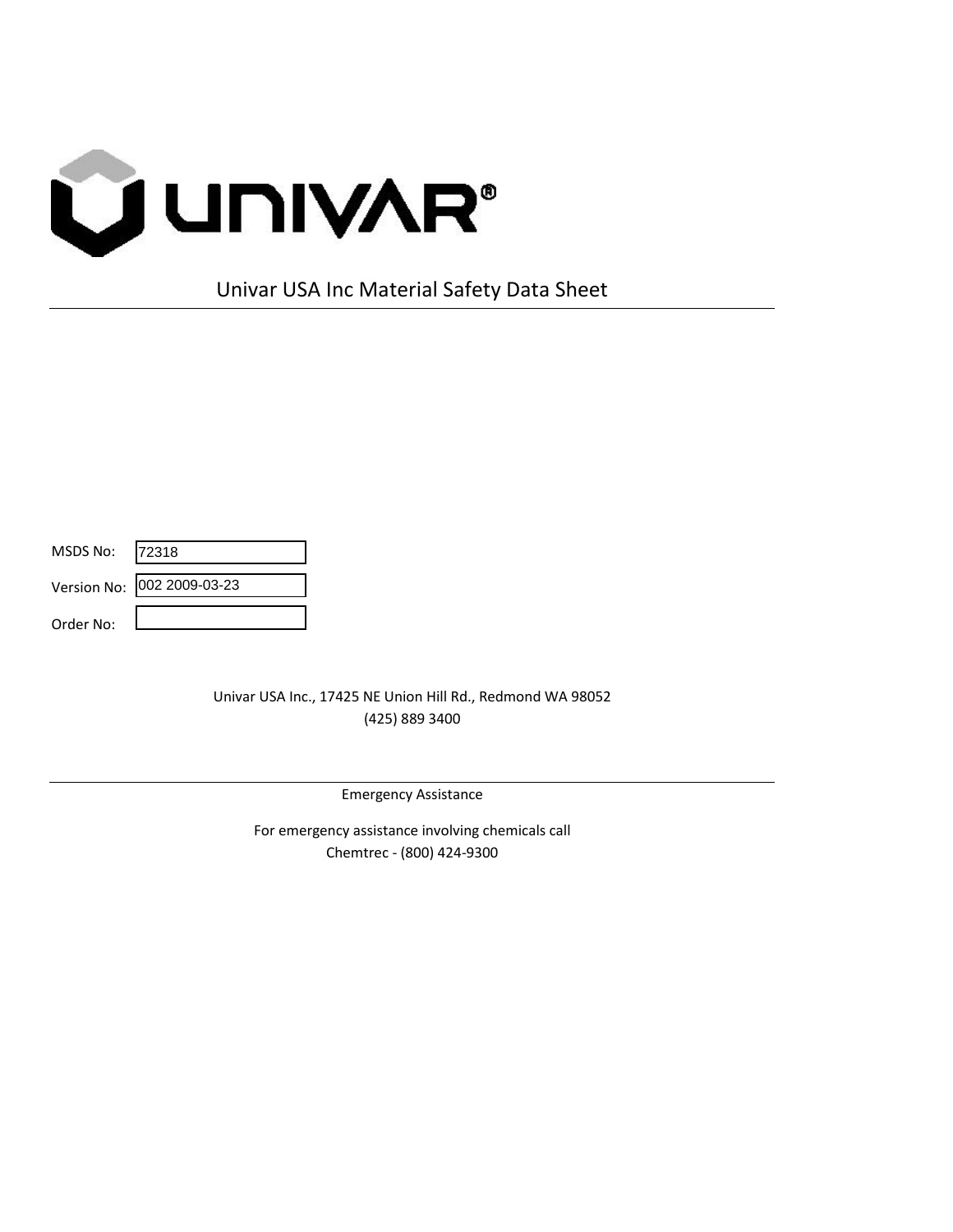UNIVAR®

# Univar USA Inc Material Safety Data Sheet

MSDS No: 72318

Version No: 002 2009-03-23

Order No:

Univar USA Inc., 17425 NE Union Hill Rd., Redmond WA 98052
(425) 889 3400

Emergency Assistance

For emergency assistance involving chemicals call
Chemtrec - (800) 424-9300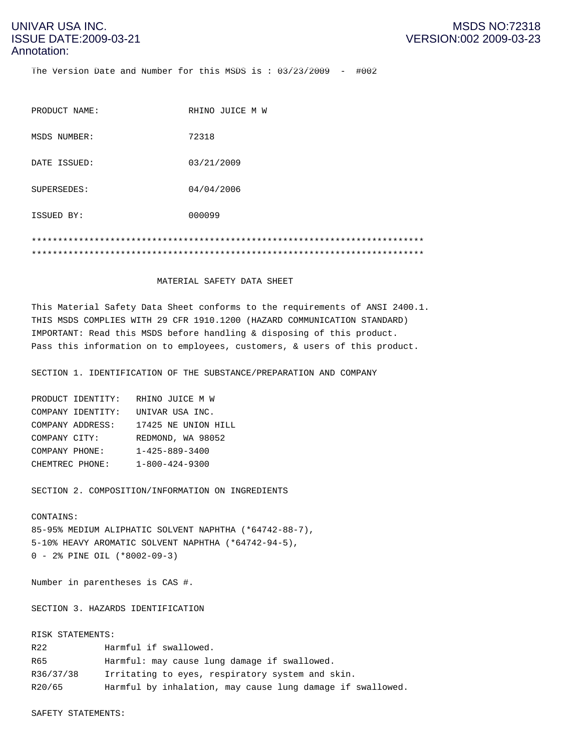The Version Date and Number for this MSDS is : 03/23/2009 - #002

PRODUCT NAME: RHINO JUICE M W

MSDS NUMBER: 72318

DATE ISSUED: 03/21/2009

SUPERSEDES: 04/04/2006

ISSUED BY: 000099

****************************************************************************
****************************************************************************

MATERIAL SAFETY DATA SHEET

This Material Safety Data Sheet conforms to the requirements of ANSI 2400.1.
THIS MSDS COMPLIES WITH 29 CFR 1910.1200 (HAZARD COMMUNICATION STANDARD)
IMPORTANT: Read this MSDS before handling & disposing of this product.
Pass this information on to employees, customers, & users of this product.

SECTION 1. IDENTIFICATION OF THE SUBSTANCE/PREPARATION AND COMPANY

PRODUCT IDENTITY: RHINO JUICE M W
COMPANY IDENTITY: UNIVAR USA INC.
COMPANY ADDRESS: 17425 NE UNION HILL
COMPANY CITY: REDMOND, WA 98052
COMPANY PHONE: 1-425-889-3400
CHEMTREC PHONE: 1-800-424-9300

SECTION 2. COMPOSITION/INFORMATION ON INGREDIENTS

CONTAINS:
85-95% MEDIUM ALIPHATIC SOLVENT NAPHTHA (*64742-88-7),
5-10% HEAVY AROMATIC SOLVENT NAPHTHA (*64742-94-5),
0 - 2% PINE OIL (*8002-09-3)

Number in parentheses is CAS #.

SECTION 3. HAZARDS IDENTIFICATION

RISK STATEMENTS:

| | |
|---|---|
| R22 | Harmful if swallowed. |
| R65 | Harmful: may cause lung damage if swallowed. |
| R36/37/38 | Irritating to eyes, respiratory system and skin. |
| R20/65 | Harmful by inhalation, may cause lung damage if swallowed. |

SAFETY STATEMENTS: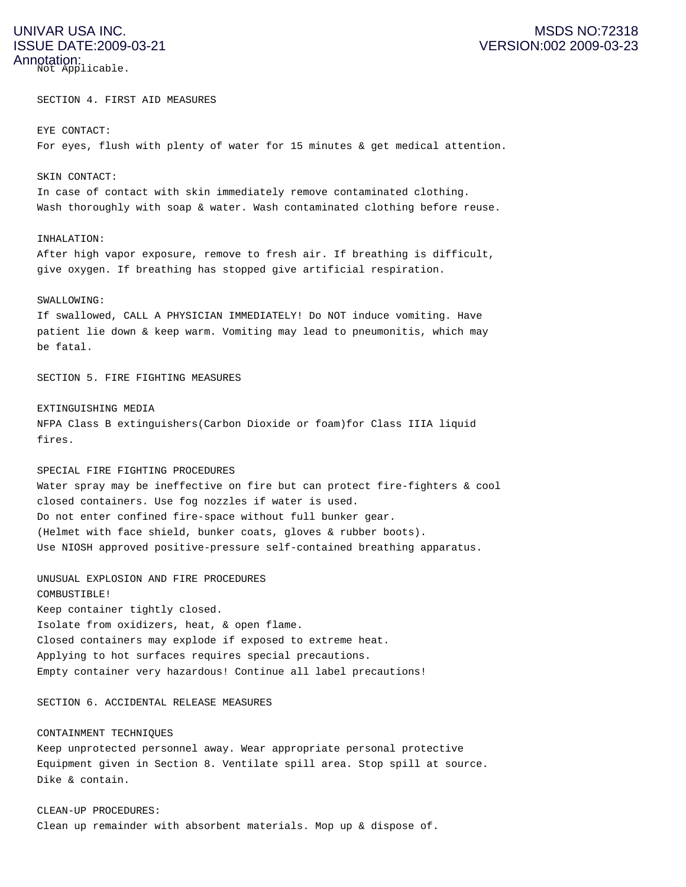Not Applicable.

## SECTION 4. FIRST AID MEASURES

EYE CONTACT:
For eyes, flush with plenty of water for 15 minutes & get medical attention.

SKIN CONTACT:
In case of contact with skin immediately remove contaminated clothing.
Wash thoroughly with soap & water. Wash contaminated clothing before reuse.

INHALATION:
After high vapor exposure, remove to fresh air. If breathing is difficult, give oxygen. If breathing has stopped give artificial respiration.

SWALLOWING:
If swallowed, CALL A PHYSICIAN IMMEDIATELY! Do NOT induce vomiting. Have patient lie down & keep warm. Vomiting may lead to pneumonitis, which may be fatal.

## SECTION 5. FIRE FIGHTING MEASURES

EXTINGUISHING MEDIA
NFPA Class B extinguishers(Carbon Dioxide or foam)for Class IIIA liquid fires.

SPECIAL FIRE FIGHTING PROCEDURES
Water spray may be ineffective on fire but can protect fire-fighters & cool closed containers. Use fog nozzles if water is used.
Do not enter confined fire-space without full bunker gear.
(Helmet with face shield, bunker coats, gloves & rubber boots).
Use NIOSH approved positive-pressure self-contained breathing apparatus.

UNUSUAL EXPLOSION AND FIRE PROCEDURES
COMBUSTIBLE!
Keep container tightly closed.
Isolate from oxidizers, heat, & open flame.
Closed containers may explode if exposed to extreme heat.
Applying to hot surfaces requires special precautions.
Empty container very hazardous! Continue all label precautions!

## SECTION 6. ACCIDENTAL RELEASE MEASURES

CONTAINMENT TECHNIQUES
Keep unprotected personnel away. Wear appropriate personal protective Equipment given in Section 8. Ventilate spill area. Stop spill at source.
Dike & contain.

CLEAN-UP PROCEDURES:
Clean up remainder with absorbent materials. Mop up & dispose of.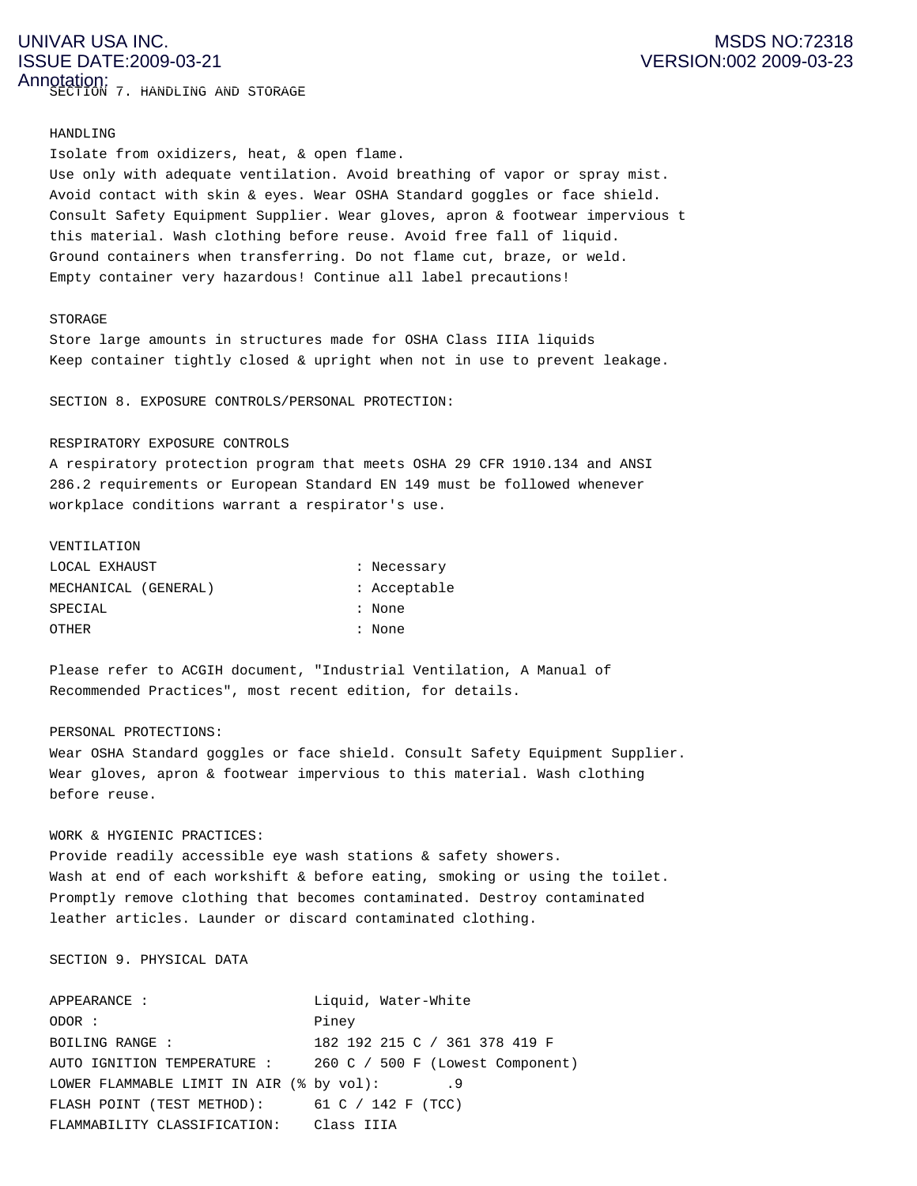## SECTION 7. HANDLING AND STORAGE

### HANDLING

Isolate from oxidizers, heat, & open flame.
Use only with adequate ventilation. Avoid breathing of vapor or spray mist.
Avoid contact with skin & eyes. Wear OSHA Standard goggles or face shield.
Consult Safety Equipment Supplier. Wear gloves, apron & footwear impervious t
this material. Wash clothing before reuse. Avoid free fall of liquid.
Ground containers when transferring. Do not flame cut, braze, or weld.
Empty container very hazardous! Continue all label precautions!

### STORAGE

Store large amounts in structures made for OSHA Class IIIA liquids
Keep container tightly closed & upright when not in use to prevent leakage.

## SECTION 8. EXPOSURE CONTROLS/PERSONAL PROTECTION:

### RESPIRATORY EXPOSURE CONTROLS

A respiratory protection program that meets OSHA 29 CFR 1910.134 and ANSI 286.2 requirements or European Standard EN 149 must be followed whenever workplace conditions warrant a respirator's use.

### VENTILATION

| | |
|---|---|
| LOCAL EXHAUST | : Necessary |
| MECHANICAL (GENERAL) | : Acceptable |
| SPECIAL | : None |
| OTHER | : None |

Please refer to ACGIH document, "Industrial Ventilation, A Manual of Recommended Practices", most recent edition, for details.

### PERSONAL PROTECTIONS:

Wear OSHA Standard goggles or face shield. Consult Safety Equipment Supplier.
Wear gloves, apron & footwear impervious to this material. Wash clothing before reuse.

### WORK & HYGIENIC PRACTICES:

Provide readily accessible eye wash stations & safety showers.
Wash at end of each workshift & before eating, smoking or using the toilet.
Promptly remove clothing that becomes contaminated. Destroy contaminated leather articles. Launder or discard contaminated clothing.

## SECTION 9. PHYSICAL DATA

| | |
|---|---|
| APPEARANCE : | Liquid, Water-White |
| ODOR : | Piney |
| BOILING RANGE : | 182 192 215 C / 361 378 419 F |
| AUTO IGNITION TEMPERATURE : | 260 C / 500 F (Lowest Component) |
| LOWER FLAMMABLE LIMIT IN AIR (% by vol): | .9 |
| FLASH POINT (TEST METHOD): | 61 C / 142 F (TCC) |
| FLAMMABILITY CLASSIFICATION: | Class IIIA |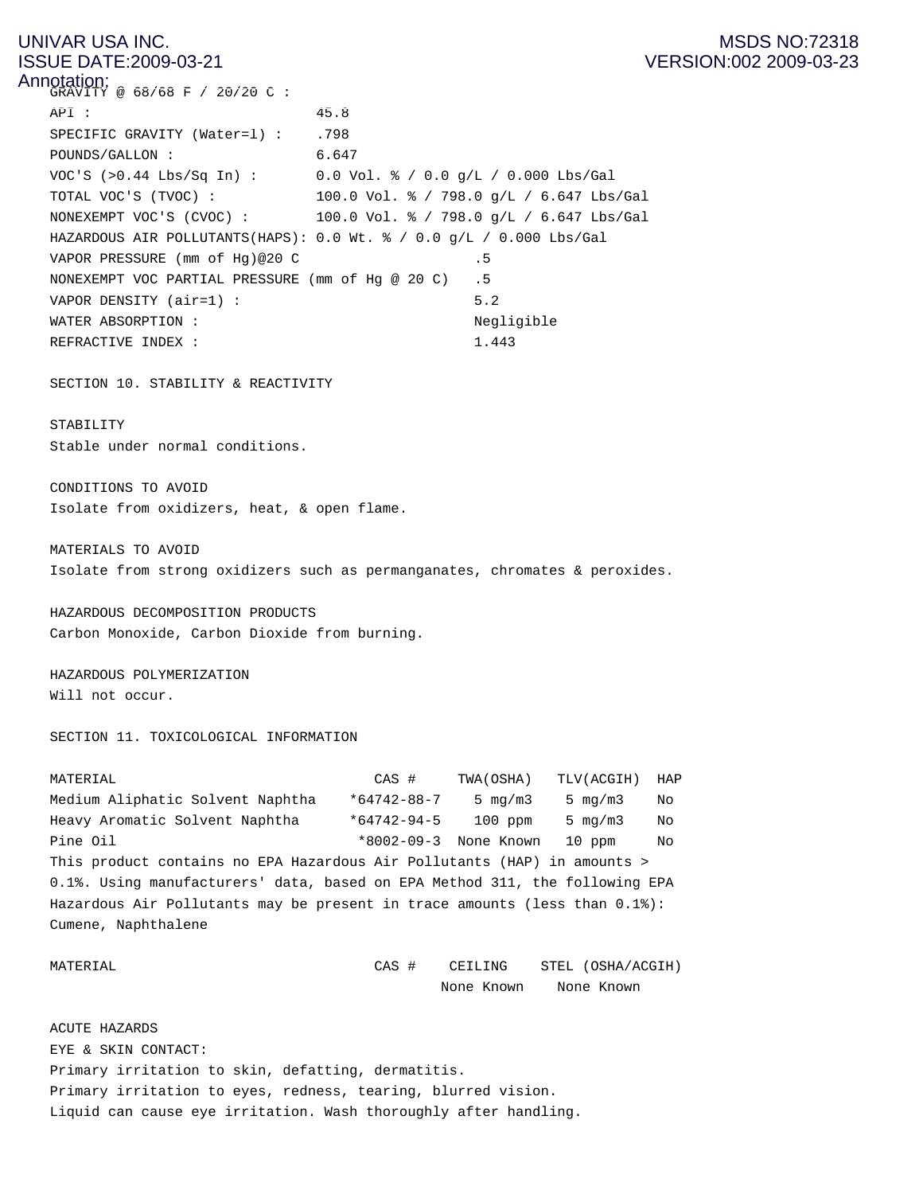GRAVITY @ 68/68 F / 20/20 C :

| | |
|---|---|
| API : | 45.8 |
| SPECIFIC GRAVITY (Water=1) : | .798 |
| POUNDS/GALLON : | 6.647 |
| VOC'S (>0.44 Lbs/Sq In) : | 0.0 Vol. % / 0.0 g/L / 0.000 Lbs/Gal |
| TOTAL VOC'S (TVOC) : | 100.0 Vol. % / 798.0 g/L / 6.647 Lbs/Gal |
| NONEXEMPT VOC'S (CVOC) : | 100.0 Vol. % / 798.0 g/L / 6.647 Lbs/Gal |
| HAZARDOUS AIR POLLUTANTS(HAPS): | 0.0 Wt. % / 0.0 g/L / 0.000 Lbs/Gal |
| VAPOR PRESSURE (mm of Hg)@20 C | .5 |
| NONEXEMPT VOC PARTIAL PRESSURE (mm of Hg @ 20 C) | .5 |
| VAPOR DENSITY (air=1) : | 5.2 |
| WATER ABSORPTION : | Negligible |
| REFRACTIVE INDEX : | 1.443 |

## SECTION 10. STABILITY & REACTIVITY

STABILITY
Stable under normal conditions.

CONDITIONS TO AVOID
Isolate from oxidizers, heat, & open flame.

MATERIALS TO AVOID
Isolate from strong oxidizers such as permanganates, chromates & peroxides.

HAZARDOUS DECOMPOSITION PRODUCTS
Carbon Monoxide, Carbon Dioxide from burning.

HAZARDOUS POLYMERIZATION
Will not occur.

## SECTION 11. TOXICOLOGICAL INFORMATION

| MATERIAL | CAS # | TWA(OSHA) | TLV(ACGIH) | HAP |
|---|---|---|---|---|
| Medium Aliphatic Solvent Naphtha | *64742-88-7 | 5 mg/m3 | 5 mg/m3 | No |
| Heavy Aromatic Solvent Naphtha | *64742-94-5 | 100 ppm | 5 mg/m3 | No |
| Pine Oil | *8002-09-3 | None Known | 10 ppm | No |

This product contains no EPA Hazardous Air Pollutants (HAP) in amounts > 0.1%. Using manufacturers' data, based on EPA Method 311, the following EPA Hazardous Air Pollutants may be present in trace amounts (less than 0.1%): Cumene, Naphthalene

| MATERIAL | CAS # | CEILING | STEL (OSHA/ACGIH) |
|---|---|---|---|
| | | None Known | None Known |

ACUTE HAZARDS
EYE & SKIN CONTACT:
Primary irritation to skin, defatting, dermatitis.
Primary irritation to eyes, redness, tearing, blurred vision.
Liquid can cause eye irritation. Wash thoroughly after handling.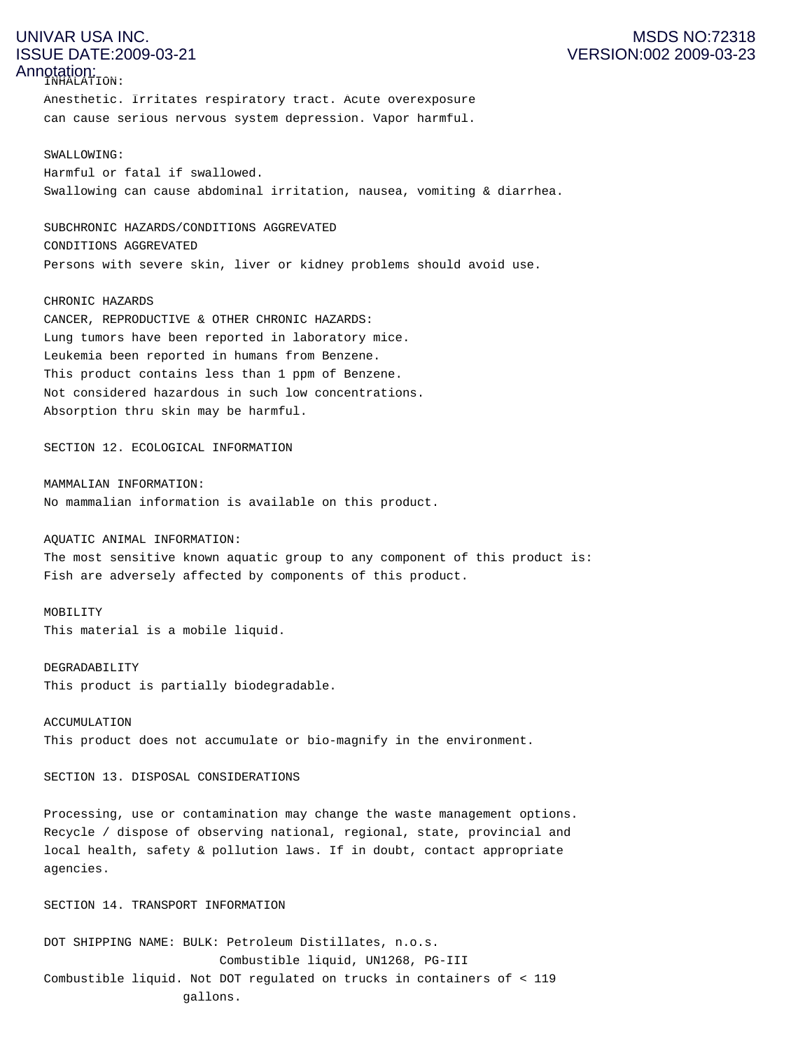INHALATION:
Anesthetic. Irritates respiratory tract. Acute overexposure can cause serious nervous system depression. Vapor harmful.

SWALLOWING:
Harmful or fatal if swallowed.
Swallowing can cause abdominal irritation, nausea, vomiting & diarrhea.

SUBCHRONIC HAZARDS/CONDITIONS AGGREVATED
CONDITIONS AGGREVATED
Persons with severe skin, liver or kidney problems should avoid use.

CHRONIC HAZARDS
CANCER, REPRODUCTIVE & OTHER CHRONIC HAZARDS:
Lung tumors have been reported in laboratory mice.
Leukemia been reported in humans from Benzene.
This product contains less than 1 ppm of Benzene.
Not considered hazardous in such low concentrations.
Absorption thru skin may be harmful.

## SECTION 12. ECOLOGICAL INFORMATION

MAMMALIAN INFORMATION:
No mammalian information is available on this product.

AQUATIC ANIMAL INFORMATION:
The most sensitive known aquatic group to any component of this product is:
Fish are adversely affected by components of this product.

MOBILITY
This material is a mobile liquid.

DEGRADABILITY
This product is partially biodegradable.

ACCUMULATION
This product does not accumulate or bio-magnify in the environment.

## SECTION 13. DISPOSAL CONSIDERATIONS

Processing, use or contamination may change the waste management options. Recycle / dispose of observing national, regional, state, provincial and local health, safety & pollution laws. If in doubt, contact appropriate agencies.

## SECTION 14. TRANSPORT INFORMATION

DOT SHIPPING NAME: BULK: Petroleum Distillates, n.o.s.
Combustible liquid, UN1268, PG-III
Combustible liquid. Not DOT regulated on trucks in containers of < 119 gallons.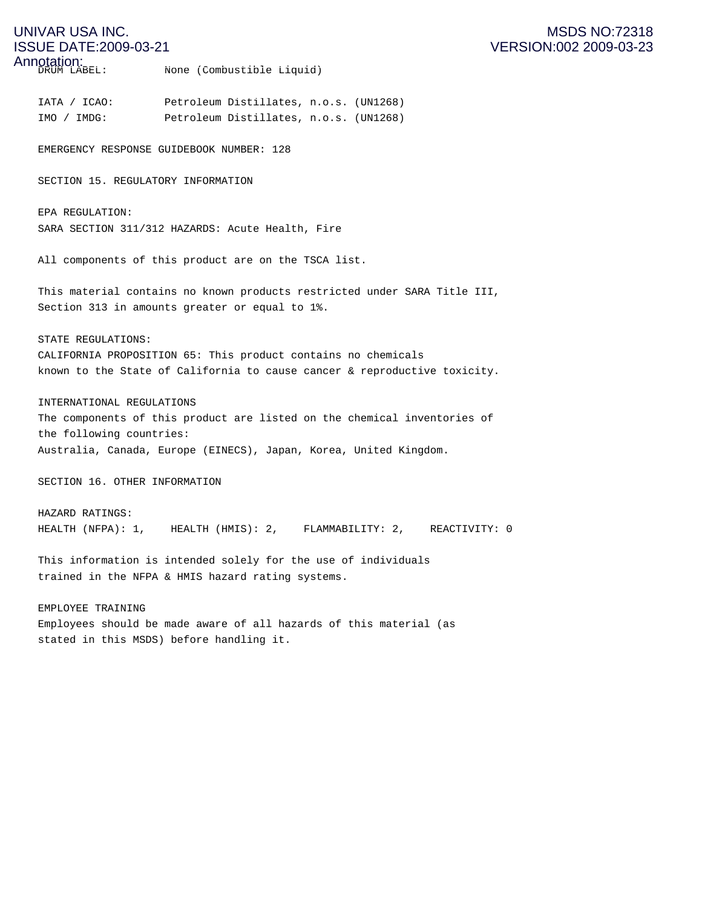DRUM LABEL: None (Combustible Liquid)

IATA / ICAO: Petroleum Distillates, n.o.s. (UN1268)
IMO / IMDG: Petroleum Distillates, n.o.s. (UN1268)

EMERGENCY RESPONSE GUIDEBOOK NUMBER: 128

## SECTION 15. REGULATORY INFORMATION

EPA REGULATION:
SARA SECTION 311/312 HAZARDS: Acute Health, Fire

All components of this product are on the TSCA list.

This material contains no known products restricted under SARA Title III, Section 313 in amounts greater or equal to 1%.

STATE REGULATIONS:
CALIFORNIA PROPOSITION 65: This product contains no chemicals known to the State of California to cause cancer & reproductive toxicity.

INTERNATIONAL REGULATIONS
The components of this product are listed on the chemical inventories of the following countries:
Australia, Canada, Europe (EINECS), Japan, Korea, United Kingdom.

## SECTION 16. OTHER INFORMATION

HAZARD RATINGS:
HEALTH (NFPA): 1, HEALTH (HMIS): 2, FLAMMABILITY: 2, REACTIVITY: 0

This information is intended solely for the use of individuals trained in the NFPA & HMIS hazard rating systems.

EMPLOYEE TRAINING
Employees should be made aware of all hazards of this material (as stated in this MSDS) before handling it.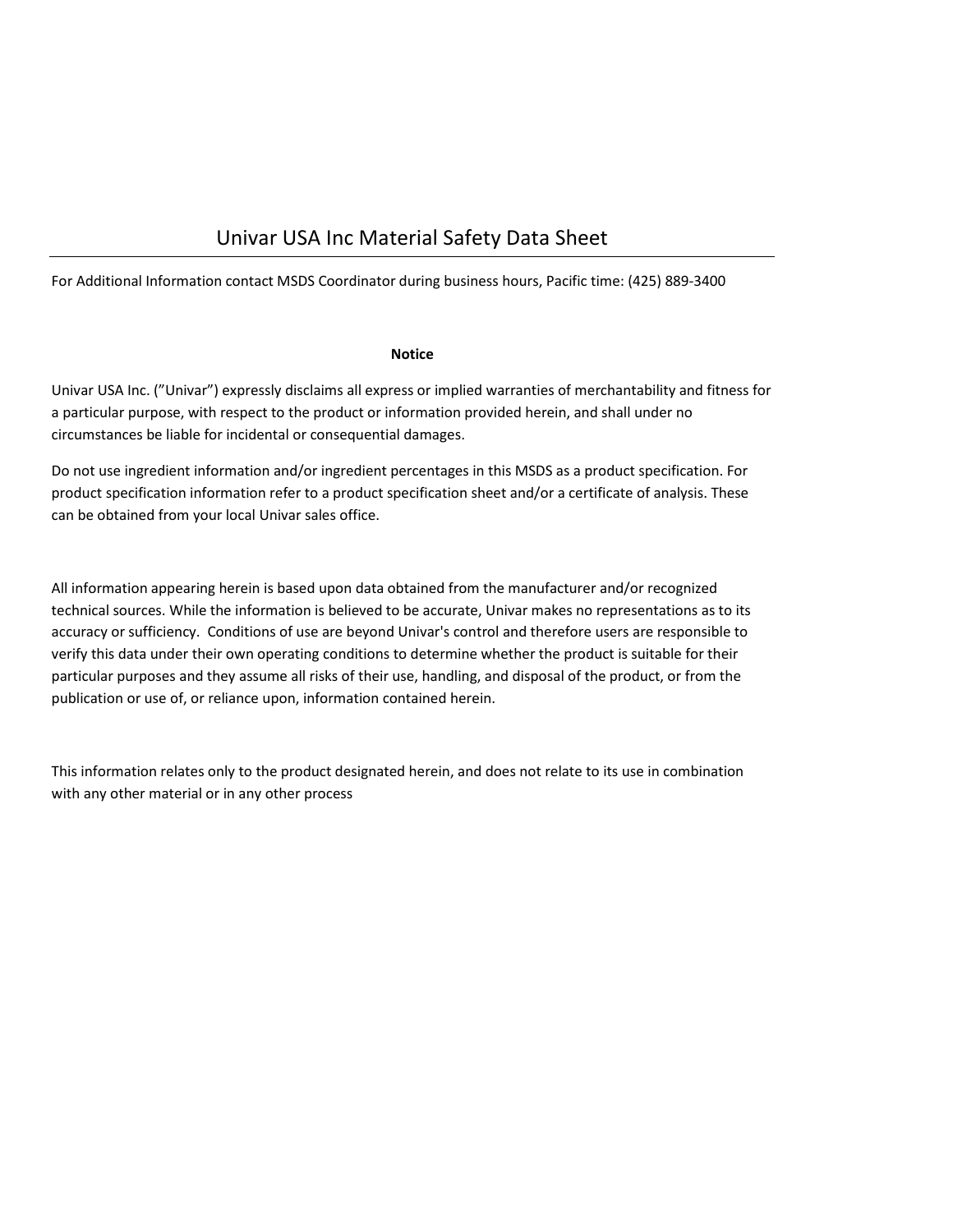# Univar USA Inc Material Safety Data Sheet

For Additional Information contact MSDS Coordinator during business hours, Pacific time: (425) 889-3400

**Notice**

Univar USA Inc. (”Univar”) expressly disclaims all express or implied warranties of merchantability and fitness for a particular purpose, with respect to the product or information provided herein, and shall under no circumstances be liable for incidental or consequential damages.

Do not use ingredient information and/or ingredient percentages in this MSDS as a product specification. For product specification information refer to a product specification sheet and/or a certificate of analysis. These can be obtained from your local Univar sales office.

All information appearing herein is based upon data obtained from the manufacturer and/or recognized technical sources. While the information is believed to be accurate, Univar makes no representations as to its accuracy or sufficiency. Conditions of use are beyond Univar's control and therefore users are responsible to verify this data under their own operating conditions to determine whether the product is suitable for their particular purposes and they assume all risks of their use, handling, and disposal of the product, or from the publication or use of, or reliance upon, information contained herein.

This information relates only to the product designated herein, and does not relate to its use in combination with any other material or in any other process